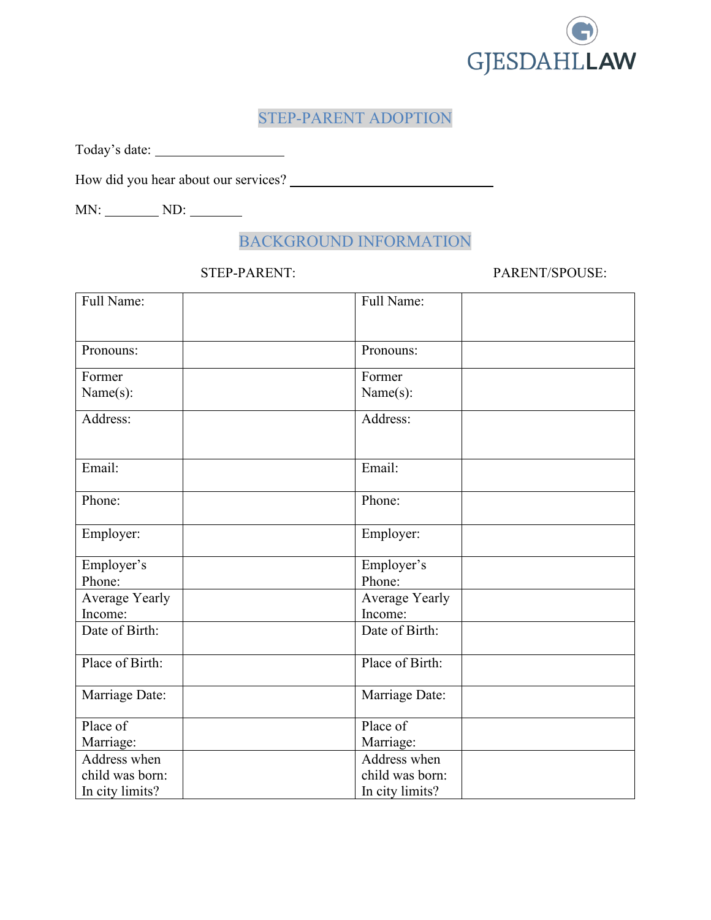GJESDAHLLAW

# STEP-PARENT ADOPTION

Today's date: ____________________

How did you hear about our services? ________________________________

MN: ________ ND: ________

## BACKGROUND INFORMATION

| STEP-PARENT: | | PARENT/SPOUSE: | |
|---|---|---|---|
| Full Name: | | Full Name: | |
| Pronouns: | | Pronouns: | |
| Former Name(s): | | Former Name(s): | |
| Address: | | Address: | |
| Email: | | Email: | |
| Phone: | | Phone: | |
| Employer: | | Employer: | |
| Employer's Phone: | | Employer's Phone: | |
| Average Yearly Income: | | Average Yearly Income: | |
| Date of Birth: | | Date of Birth: | |
| Place of Birth: | | Place of Birth: | |
| Marriage Date: | | Marriage Date: | |
| Place of Marriage: | | Place of Marriage: | |
| Address when child was born: In city limits? | | Address when child was born: In city limits? | |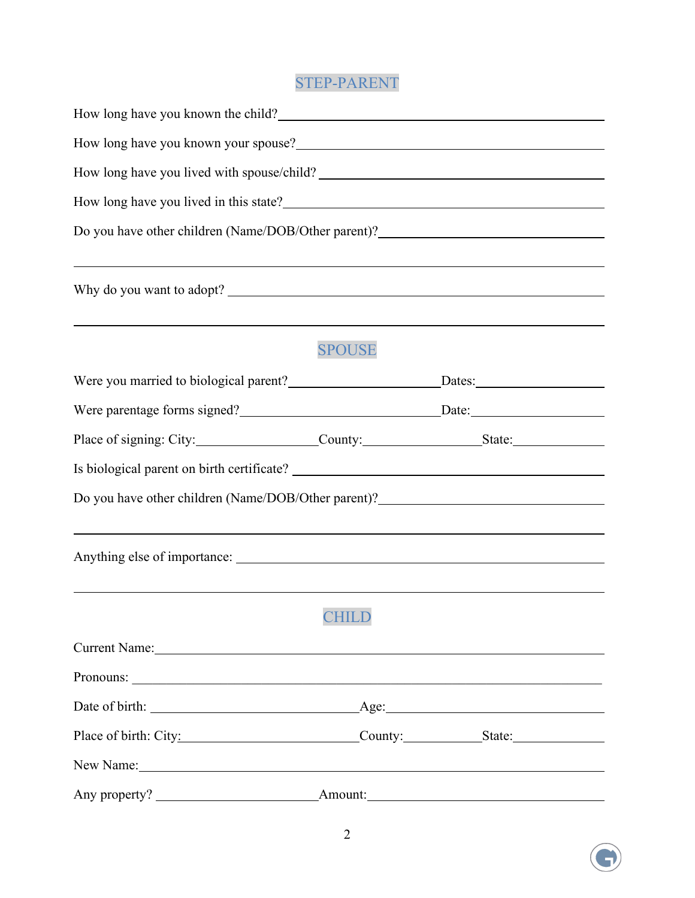## STEP-PARENT

How long have you known the child? ______________________________________________

How long have you known your spouse? ______________________________________________

How long have you lived with spouse/child? ______________________________________________

How long have you lived in this state? ______________________________________________

Do you have other children (Name/DOB/Other parent)? ______________________________________________

______________________________________________

Why do you want to adopt? ______________________________________________

______________________________________________

## SPOUSE

Were you married to biological parent? ______________________ Dates: ______________________

Were parentage forms signed? ______________________ Date: ______________________

Place of signing: City: ______________________ County: ______________________ State: ______________________

Is biological parent on birth certificate? ______________________________________________

Do you have other children (Name/DOB/Other parent)? ______________________________________________

______________________________________________

Anything else of importance: ______________________________________________

______________________________________________

## CHILD

Current Name: ______________________________________________

Pronouns: ______________________________________________

Date of birth: ______________________ Age: ______________________

Place of birth: City: ______________________ County: ______________________ State: ______________________

New Name: ______________________________________________

Any property? ______________________ Amount: ______________________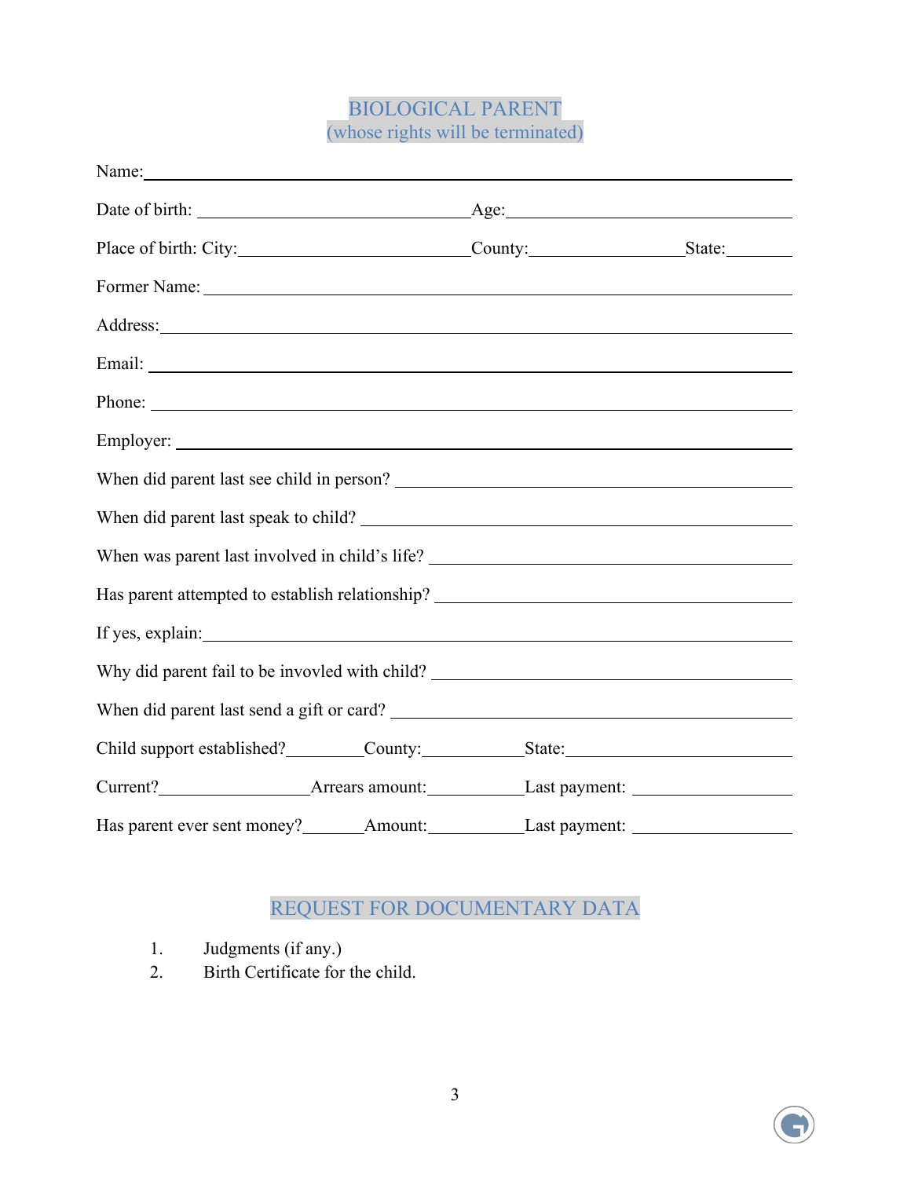## BIOLOGICAL PARENT
(whose rights will be terminated)

Name: \_\_\_\_\_\_\_\_\_\_\_\_\_\_\_\_\_\_\_\_\_\_\_\_\_\_\_\_\_\_\_\_\_\_\_\_\_\_\_\_

Date of birth: \_\_\_\_\_\_\_\_\_\_\_\_\_\_\_\_\_\_\_\_ Age: \_\_\_\_\_\_\_\_\_\_\_\_\_\_\_\_\_\_\_\_

Place of birth: City: \_\_\_\_\_\_\_\_\_\_\_\_\_\_\_\_ County: \_\_\_\_\_\_\_\_\_\_\_\_ State: \_\_\_\_\_\_

Former Name: \_\_\_\_\_\_\_\_\_\_\_\_\_\_\_\_\_\_\_\_\_\_\_\_\_\_\_\_\_\_\_\_\_\_\_\_\_\_\_\_

Address: \_\_\_\_\_\_\_\_\_\_\_\_\_\_\_\_\_\_\_\_\_\_\_\_\_\_\_\_\_\_\_\_\_\_\_\_\_\_\_\_

Email: \_\_\_\_\_\_\_\_\_\_\_\_\_\_\_\_\_\_\_\_\_\_\_\_\_\_\_\_\_\_\_\_\_\_\_\_\_\_\_\_

Phone: \_\_\_\_\_\_\_\_\_\_\_\_\_\_\_\_\_\_\_\_\_\_\_\_\_\_\_\_\_\_\_\_\_\_\_\_\_\_\_\_

Employer: \_\_\_\_\_\_\_\_\_\_\_\_\_\_\_\_\_\_\_\_\_\_\_\_\_\_\_\_\_\_\_\_\_\_\_\_\_\_\_\_

When did parent last see child in person? \_\_\_\_\_\_\_\_\_\_\_\_\_\_\_\_\_\_\_\_\_\_\_\_

When did parent last speak to child? \_\_\_\_\_\_\_\_\_\_\_\_\_\_\_\_\_\_\_\_\_\_\_\_

When was parent last involved in child's life? \_\_\_\_\_\_\_\_\_\_\_\_\_\_\_\_\_\_\_\_\_\_\_\_

Has parent attempted to establish relationship? \_\_\_\_\_\_\_\_\_\_\_\_\_\_\_\_\_\_\_\_\_\_\_\_

If yes, explain: \_\_\_\_\_\_\_\_\_\_\_\_\_\_\_\_\_\_\_\_\_\_\_\_\_\_\_\_\_\_\_\_\_\_\_\_\_\_\_\_

Why did parent fail to be invovled with child? \_\_\_\_\_\_\_\_\_\_\_\_\_\_\_\_\_\_\_\_\_\_\_\_

When did parent last send a gift or card? \_\_\_\_\_\_\_\_\_\_\_\_\_\_\_\_\_\_\_\_\_\_\_\_

Child support established? \_\_\_\_\_\_ County: \_\_\_\_\_\_\_\_ State: \_\_\_\_\_\_\_\_\_\_\_\_\_\_\_\_

Current? \_\_\_\_\_\_\_\_\_\_ Arrears amount: \_\_\_\_\_\_\_\_ Last payment: \_\_\_\_\_\_\_\_\_\_\_\_

Has parent ever sent money? \_\_\_\_\_ Amount: \_\_\_\_\_\_\_\_ Last payment: \_\_\_\_\_\_\_\_\_\_\_\_

## REQUEST FOR DOCUMENTARY DATA

1. Judgments (if any.)
2. Birth Certificate for the child.